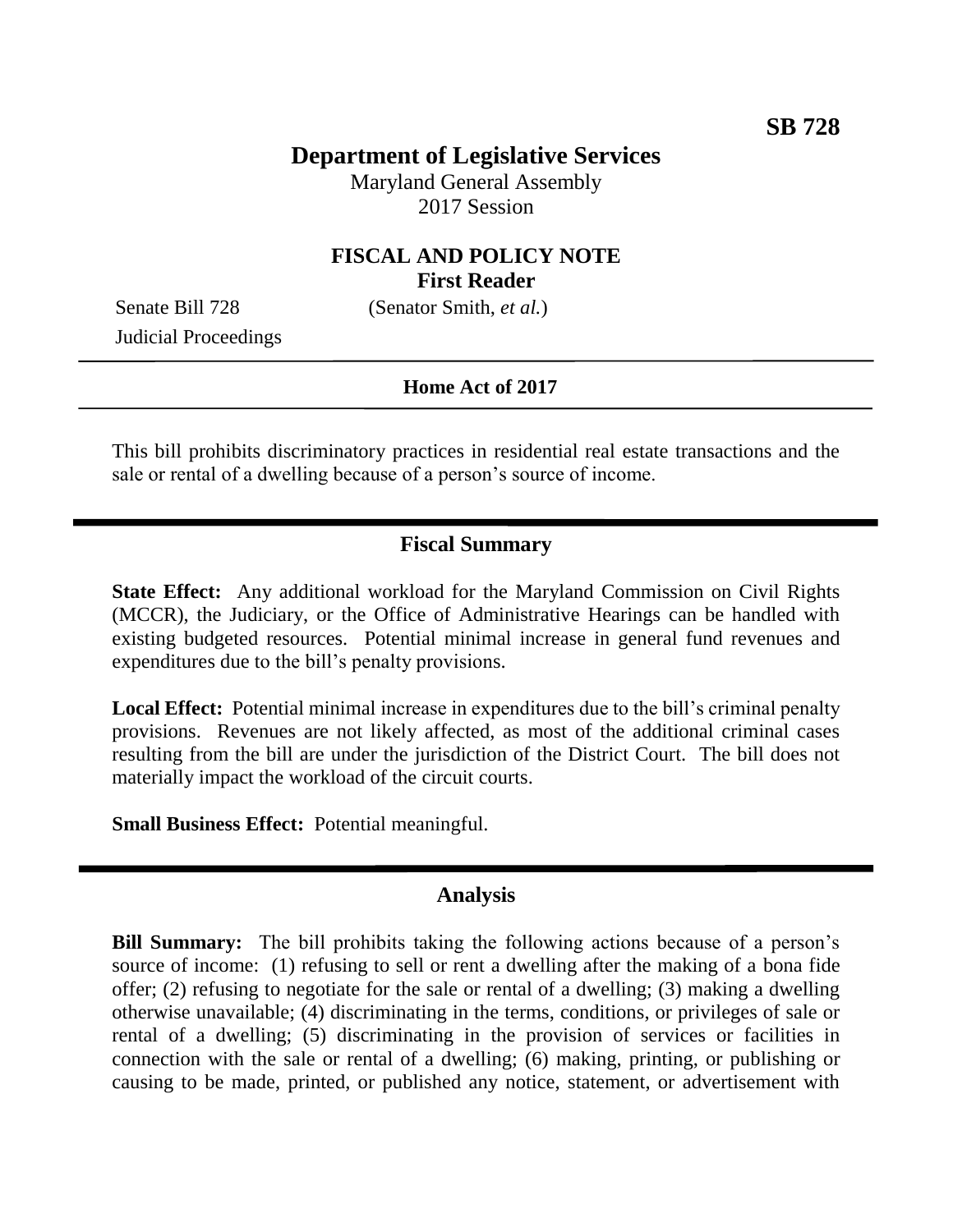**SB 728**

# Department of Legislative Services

Maryland General Assembly
2017 Session

## FISCAL AND POLICY NOTE
**First Reader**

Senate Bill 728 (Senator Smith, *et al.*)
Judicial Proceedings

---

**Home Act of 2017**

---

This bill prohibits discriminatory practices in residential real estate transactions and the sale or rental of a dwelling because of a person's source of income.

---

## Fiscal Summary

**State Effect:** Any additional workload for the Maryland Commission on Civil Rights (MCCR), the Judiciary, or the Office of Administrative Hearings can be handled with existing budgeted resources. Potential minimal increase in general fund revenues and expenditures due to the bill's penalty provisions.

**Local Effect:** Potential minimal increase in expenditures due to the bill's criminal penalty provisions. Revenues are not likely affected, as most of the additional criminal cases resulting from the bill are under the jurisdiction of the District Court. The bill does not materially impact the workload of the circuit courts.

**Small Business Effect:** Potential meaningful.

---

## Analysis

**Bill Summary:** The bill prohibits taking the following actions because of a person's source of income: (1) refusing to sell or rent a dwelling after the making of a bona fide offer; (2) refusing to negotiate for the sale or rental of a dwelling; (3) making a dwelling otherwise unavailable; (4) discriminating in the terms, conditions, or privileges of sale or rental of a dwelling; (5) discriminating in the provision of services or facilities in connection with the sale or rental of a dwelling; (6) making, printing, or publishing or causing to be made, printed, or published any notice, statement, or advertisement with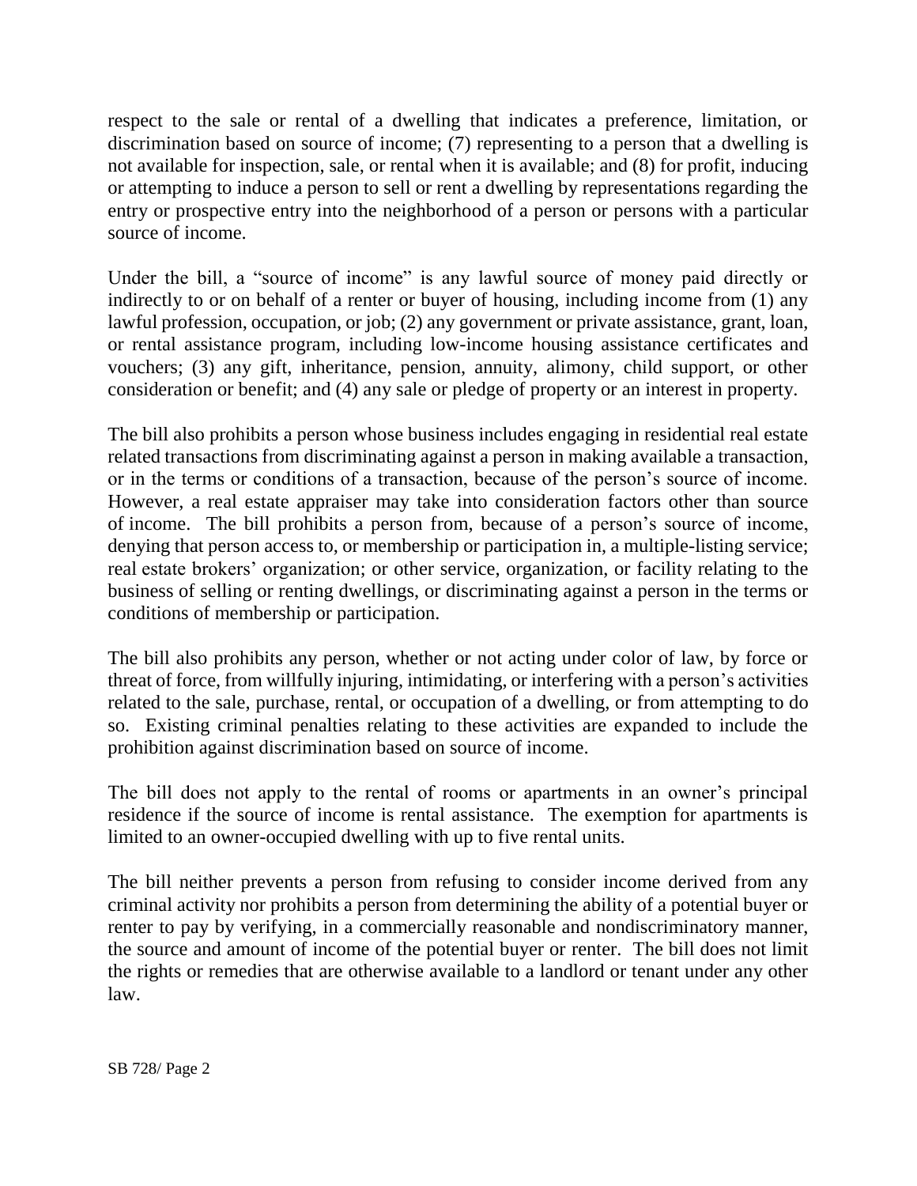respect to the sale or rental of a dwelling that indicates a preference, limitation, or discrimination based on source of income; (7) representing to a person that a dwelling is not available for inspection, sale, or rental when it is available; and (8) for profit, inducing or attempting to induce a person to sell or rent a dwelling by representations regarding the entry or prospective entry into the neighborhood of a person or persons with a particular source of income.

Under the bill, a "source of income" is any lawful source of money paid directly or indirectly to or on behalf of a renter or buyer of housing, including income from (1) any lawful profession, occupation, or job; (2) any government or private assistance, grant, loan, or rental assistance program, including low-income housing assistance certificates and vouchers; (3) any gift, inheritance, pension, annuity, alimony, child support, or other consideration or benefit; and (4) any sale or pledge of property or an interest in property.

The bill also prohibits a person whose business includes engaging in residential real estate related transactions from discriminating against a person in making available a transaction, or in the terms or conditions of a transaction, because of the person's source of income. However, a real estate appraiser may take into consideration factors other than source of income. The bill prohibits a person from, because of a person's source of income, denying that person access to, or membership or participation in, a multiple-listing service; real estate brokers' organization; or other service, organization, or facility relating to the business of selling or renting dwellings, or discriminating against a person in the terms or conditions of membership or participation.

The bill also prohibits any person, whether or not acting under color of law, by force or threat of force, from willfully injuring, intimidating, or interfering with a person's activities related to the sale, purchase, rental, or occupation of a dwelling, or from attempting to do so. Existing criminal penalties relating to these activities are expanded to include the prohibition against discrimination based on source of income.

The bill does not apply to the rental of rooms or apartments in an owner's principal residence if the source of income is rental assistance. The exemption for apartments is limited to an owner-occupied dwelling with up to five rental units.

The bill neither prevents a person from refusing to consider income derived from any criminal activity nor prohibits a person from determining the ability of a potential buyer or renter to pay by verifying, in a commercially reasonable and nondiscriminatory manner, the source and amount of income of the potential buyer or renter. The bill does not limit the rights or remedies that are otherwise available to a landlord or tenant under any other law.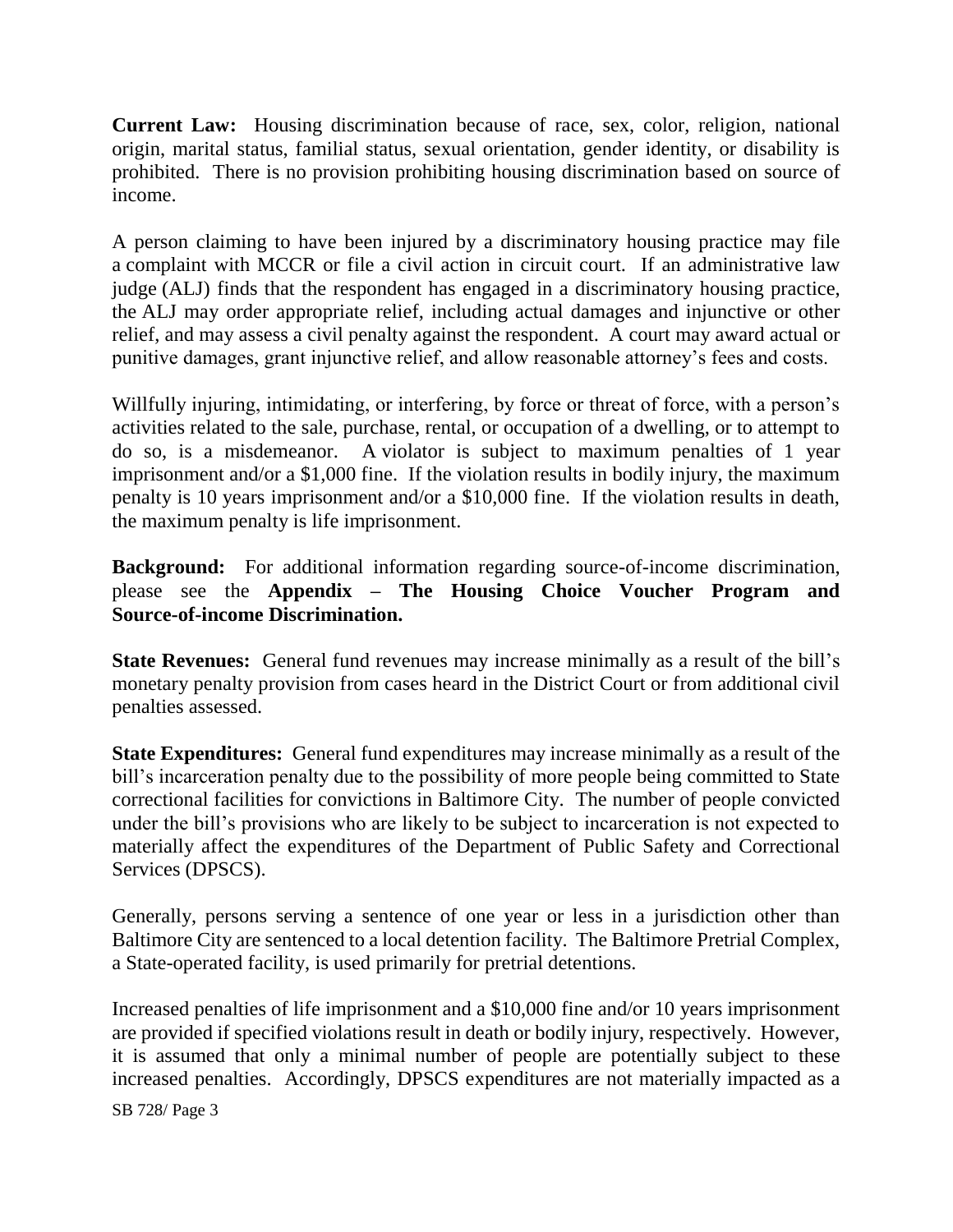**Current Law:** Housing discrimination because of race, sex, color, religion, national origin, marital status, familial status, sexual orientation, gender identity, or disability is prohibited. There is no provision prohibiting housing discrimination based on source of income.

A person claiming to have been injured by a discriminatory housing practice may file a complaint with MCCR or file a civil action in circuit court. If an administrative law judge (ALJ) finds that the respondent has engaged in a discriminatory housing practice, the ALJ may order appropriate relief, including actual damages and injunctive or other relief, and may assess a civil penalty against the respondent. A court may award actual or punitive damages, grant injunctive relief, and allow reasonable attorney's fees and costs.

Willfully injuring, intimidating, or interfering, by force or threat of force, with a person's activities related to the sale, purchase, rental, or occupation of a dwelling, or to attempt to do so, is a misdemeanor. A violator is subject to maximum penalties of 1 year imprisonment and/or a $1,000 fine. If the violation results in bodily injury, the maximum penalty is 10 years imprisonment and/or a $10,000 fine. If the violation results in death, the maximum penalty is life imprisonment.

**Background:** For additional information regarding source-of-income discrimination, please see the **Appendix – The Housing Choice Voucher Program and Source-of-income Discrimination.**

**State Revenues:** General fund revenues may increase minimally as a result of the bill's monetary penalty provision from cases heard in the District Court or from additional civil penalties assessed.

**State Expenditures:** General fund expenditures may increase minimally as a result of the bill's incarceration penalty due to the possibility of more people being committed to State correctional facilities for convictions in Baltimore City. The number of people convicted under the bill's provisions who are likely to be subject to incarceration is not expected to materially affect the expenditures of the Department of Public Safety and Correctional Services (DPSCS).

Generally, persons serving a sentence of one year or less in a jurisdiction other than Baltimore City are sentenced to a local detention facility. The Baltimore Pretrial Complex, a State-operated facility, is used primarily for pretrial detentions.

Increased penalties of life imprisonment and a $10,000 fine and/or 10 years imprisonment are provided if specified violations result in death or bodily injury, respectively. However, it is assumed that only a minimal number of people are potentially subject to these increased penalties. Accordingly, DPSCS expenditures are not materially impacted as a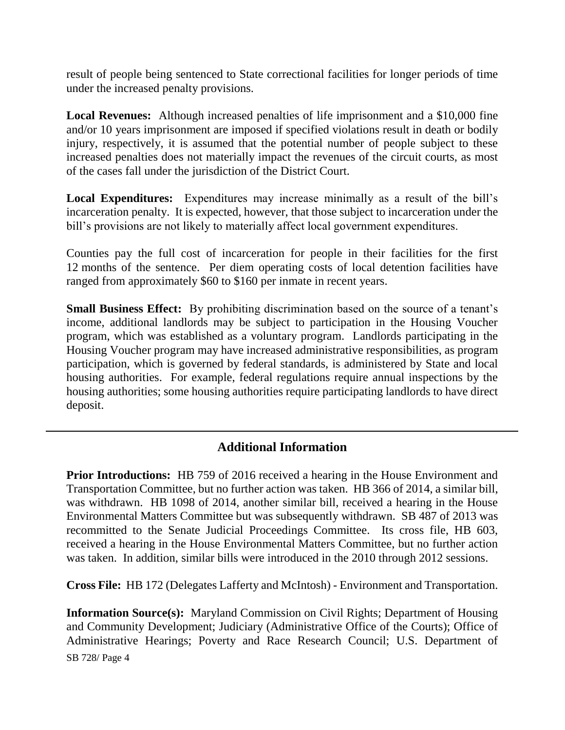result of people being sentenced to State correctional facilities for longer periods of time under the increased penalty provisions.

**Local Revenues:** Although increased penalties of life imprisonment and a $10,000 fine and/or 10 years imprisonment are imposed if specified violations result in death or bodily injury, respectively, it is assumed that the potential number of people subject to these increased penalties does not materially impact the revenues of the circuit courts, as most of the cases fall under the jurisdiction of the District Court.

**Local Expenditures:** Expenditures may increase minimally as a result of the bill's incarceration penalty. It is expected, however, that those subject to incarceration under the bill's provisions are not likely to materially affect local government expenditures.

Counties pay the full cost of incarceration for people in their facilities for the first 12 months of the sentence. Per diem operating costs of local detention facilities have ranged from approximately $60 to $160 per inmate in recent years.

**Small Business Effect:** By prohibiting discrimination based on the source of a tenant's income, additional landlords may be subject to participation in the Housing Voucher program, which was established as a voluntary program. Landlords participating in the Housing Voucher program may have increased administrative responsibilities, as program participation, which is governed by federal standards, is administered by State and local housing authorities. For example, federal regulations require annual inspections by the housing authorities; some housing authorities require participating landlords to have direct deposit.

---

## Additional Information

**Prior Introductions:** HB 759 of 2016 received a hearing in the House Environment and Transportation Committee, but no further action was taken. HB 366 of 2014, a similar bill, was withdrawn. HB 1098 of 2014, another similar bill, received a hearing in the House Environmental Matters Committee but was subsequently withdrawn. SB 487 of 2013 was recommitted to the Senate Judicial Proceedings Committee. Its cross file, HB 603, received a hearing in the House Environmental Matters Committee, but no further action was taken. In addition, similar bills were introduced in the 2010 through 2012 sessions.

**Cross File:** HB 172 (Delegates Lafferty and McIntosh) - Environment and Transportation.

**Information Source(s):** Maryland Commission on Civil Rights; Department of Housing and Community Development; Judiciary (Administrative Office of the Courts); Office of Administrative Hearings; Poverty and Race Research Council; U.S. Department of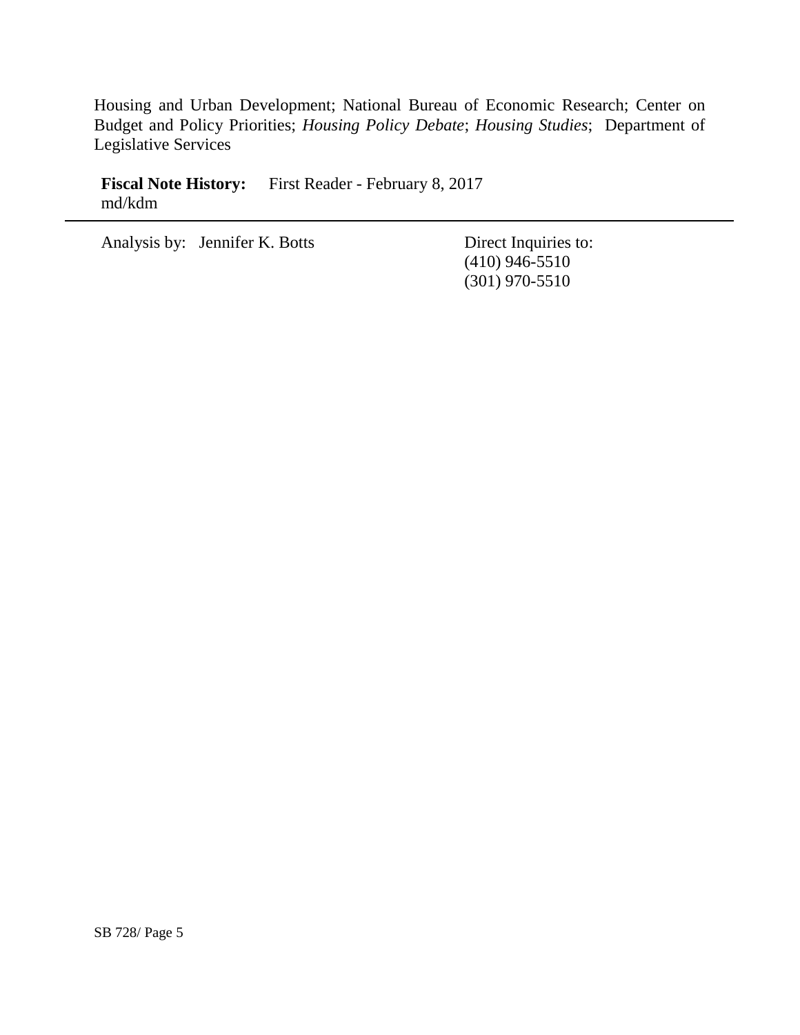Housing and Urban Development; National Bureau of Economic Research; Center on Budget and Policy Priorities; *Housing Policy Debate*; *Housing Studies*; Department of Legislative Services

**Fiscal Note History:** First Reader - February 8, 2017
md/kdm

---

Analysis by: Jennifer K. Botts

Direct Inquiries to:
(410) 946-5510
(301) 970-5510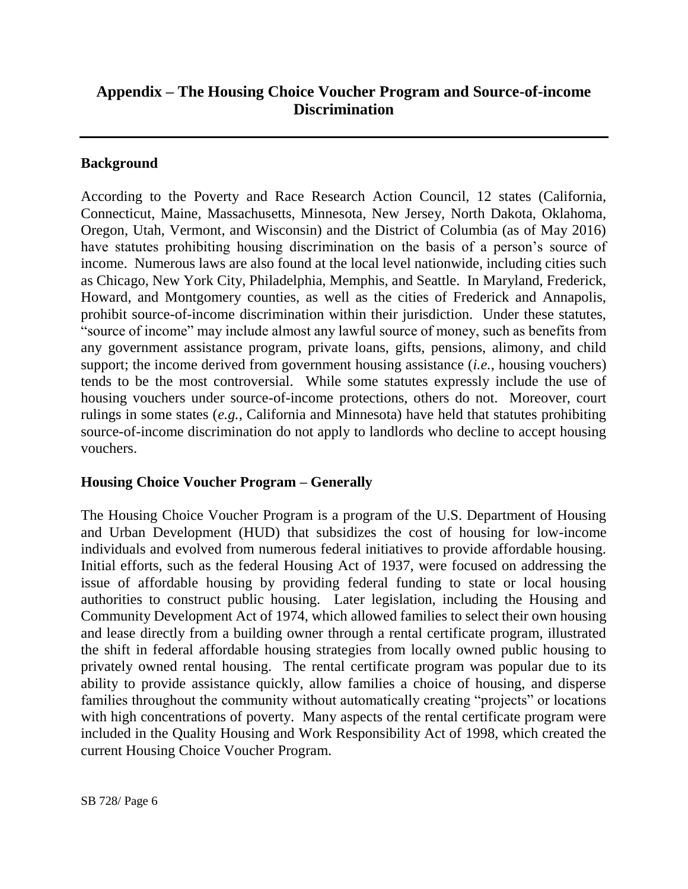# Appendix – The Housing Choice Voucher Program and Source-of-income Discrimination

## Background

According to the Poverty and Race Research Action Council, 12 states (California, Connecticut, Maine, Massachusetts, Minnesota, New Jersey, North Dakota, Oklahoma, Oregon, Utah, Vermont, and Wisconsin) and the District of Columbia (as of May 2016) have statutes prohibiting housing discrimination on the basis of a person's source of income. Numerous laws are also found at the local level nationwide, including cities such as Chicago, New York City, Philadelphia, Memphis, and Seattle. In Maryland, Frederick, Howard, and Montgomery counties, as well as the cities of Frederick and Annapolis, prohibit source-of-income discrimination within their jurisdiction. Under these statutes, "source of income" may include almost any lawful source of money, such as benefits from any government assistance program, private loans, gifts, pensions, alimony, and child support; the income derived from government housing assistance (*i.e.*, housing vouchers) tends to be the most controversial. While some statutes expressly include the use of housing vouchers under source-of-income protections, others do not. Moreover, court rulings in some states (*e.g.*, California and Minnesota) have held that statutes prohibiting source-of-income discrimination do not apply to landlords who decline to accept housing vouchers.

## Housing Choice Voucher Program – Generally

The Housing Choice Voucher Program is a program of the U.S. Department of Housing and Urban Development (HUD) that subsidizes the cost of housing for low-income individuals and evolved from numerous federal initiatives to provide affordable housing. Initial efforts, such as the federal Housing Act of 1937, were focused on addressing the issue of affordable housing by providing federal funding to state or local housing authorities to construct public housing. Later legislation, including the Housing and Community Development Act of 1974, which allowed families to select their own housing and lease directly from a building owner through a rental certificate program, illustrated the shift in federal affordable housing strategies from locally owned public housing to privately owned rental housing. The rental certificate program was popular due to its ability to provide assistance quickly, allow families a choice of housing, and disperse families throughout the community without automatically creating "projects" or locations with high concentrations of poverty. Many aspects of the rental certificate program were included in the Quality Housing and Work Responsibility Act of 1998, which created the current Housing Choice Voucher Program.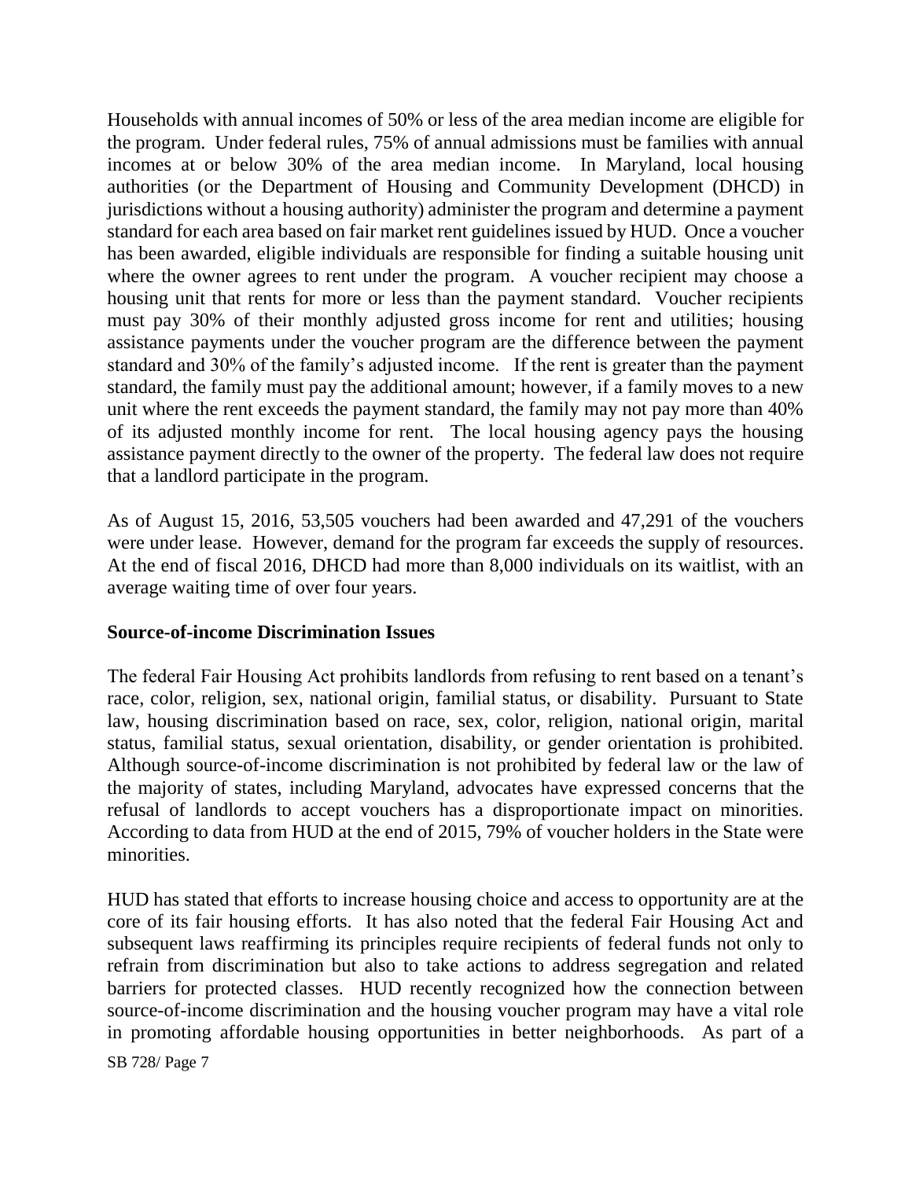Households with annual incomes of 50% or less of the area median income are eligible for the program. Under federal rules, 75% of annual admissions must be families with annual incomes at or below 30% of the area median income. In Maryland, local housing authorities (or the Department of Housing and Community Development (DHCD) in jurisdictions without a housing authority) administer the program and determine a payment standard for each area based on fair market rent guidelines issued by HUD. Once a voucher has been awarded, eligible individuals are responsible for finding a suitable housing unit where the owner agrees to rent under the program. A voucher recipient may choose a housing unit that rents for more or less than the payment standard. Voucher recipients must pay 30% of their monthly adjusted gross income for rent and utilities; housing assistance payments under the voucher program are the difference between the payment standard and 30% of the family's adjusted income. If the rent is greater than the payment standard, the family must pay the additional amount; however, if a family moves to a new unit where the rent exceeds the payment standard, the family may not pay more than 40% of its adjusted monthly income for rent. The local housing agency pays the housing assistance payment directly to the owner of the property. The federal law does not require that a landlord participate in the program.

As of August 15, 2016, 53,505 vouchers had been awarded and 47,291 of the vouchers were under lease. However, demand for the program far exceeds the supply of resources. At the end of fiscal 2016, DHCD had more than 8,000 individuals on its waitlist, with an average waiting time of over four years.

**Source-of-income Discrimination Issues**

The federal Fair Housing Act prohibits landlords from refusing to rent based on a tenant's race, color, religion, sex, national origin, familial status, or disability. Pursuant to State law, housing discrimination based on race, sex, color, religion, national origin, marital status, familial status, sexual orientation, disability, or gender orientation is prohibited. Although source-of-income discrimination is not prohibited by federal law or the law of the majority of states, including Maryland, advocates have expressed concerns that the refusal of landlords to accept vouchers has a disproportionate impact on minorities. According to data from HUD at the end of 2015, 79% of voucher holders in the State were minorities.

HUD has stated that efforts to increase housing choice and access to opportunity are at the core of its fair housing efforts. It has also noted that the federal Fair Housing Act and subsequent laws reaffirming its principles require recipients of federal funds not only to refrain from discrimination but also to take actions to address segregation and related barriers for protected classes. HUD recently recognized how the connection between source-of-income discrimination and the housing voucher program may have a vital role in promoting affordable housing opportunities in better neighborhoods. As part of a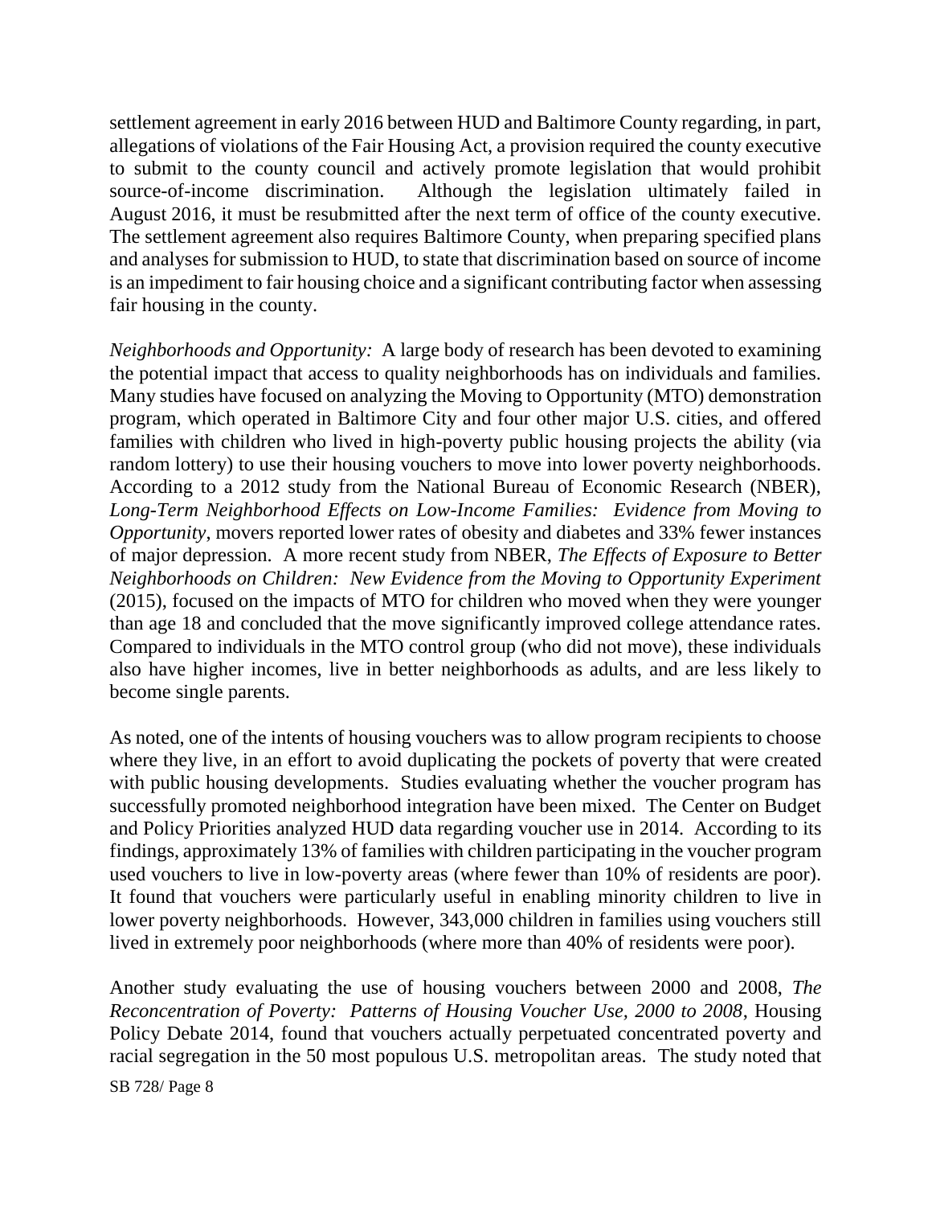settlement agreement in early 2016 between HUD and Baltimore County regarding, in part, allegations of violations of the Fair Housing Act, a provision required the county executive to submit to the county council and actively promote legislation that would prohibit source-of-income discrimination. Although the legislation ultimately failed in August 2016, it must be resubmitted after the next term of office of the county executive. The settlement agreement also requires Baltimore County, when preparing specified plans and analyses for submission to HUD, to state that discrimination based on source of income is an impediment to fair housing choice and a significant contributing factor when assessing fair housing in the county.

*Neighborhoods and Opportunity:* A large body of research has been devoted to examining the potential impact that access to quality neighborhoods has on individuals and families. Many studies have focused on analyzing the Moving to Opportunity (MTO) demonstration program, which operated in Baltimore City and four other major U.S. cities, and offered families with children who lived in high-poverty public housing projects the ability (via random lottery) to use their housing vouchers to move into lower poverty neighborhoods. According to a 2012 study from the National Bureau of Economic Research (NBER), *Long-Term Neighborhood Effects on Low-Income Families: Evidence from Moving to Opportunity*, movers reported lower rates of obesity and diabetes and 33% fewer instances of major depression. A more recent study from NBER, *The Effects of Exposure to Better Neighborhoods on Children: New Evidence from the Moving to Opportunity Experiment* (2015), focused on the impacts of MTO for children who moved when they were younger than age 18 and concluded that the move significantly improved college attendance rates. Compared to individuals in the MTO control group (who did not move), these individuals also have higher incomes, live in better neighborhoods as adults, and are less likely to become single parents.

As noted, one of the intents of housing vouchers was to allow program recipients to choose where they live, in an effort to avoid duplicating the pockets of poverty that were created with public housing developments. Studies evaluating whether the voucher program has successfully promoted neighborhood integration have been mixed. The Center on Budget and Policy Priorities analyzed HUD data regarding voucher use in 2014. According to its findings, approximately 13% of families with children participating in the voucher program used vouchers to live in low-poverty areas (where fewer than 10% of residents are poor). It found that vouchers were particularly useful in enabling minority children to live in lower poverty neighborhoods. However, 343,000 children in families using vouchers still lived in extremely poor neighborhoods (where more than 40% of residents were poor).

Another study evaluating the use of housing vouchers between 2000 and 2008, *The Reconcentration of Poverty: Patterns of Housing Voucher Use, 2000 to 2008*, Housing Policy Debate 2014, found that vouchers actually perpetuated concentrated poverty and racial segregation in the 50 most populous U.S. metropolitan areas. The study noted that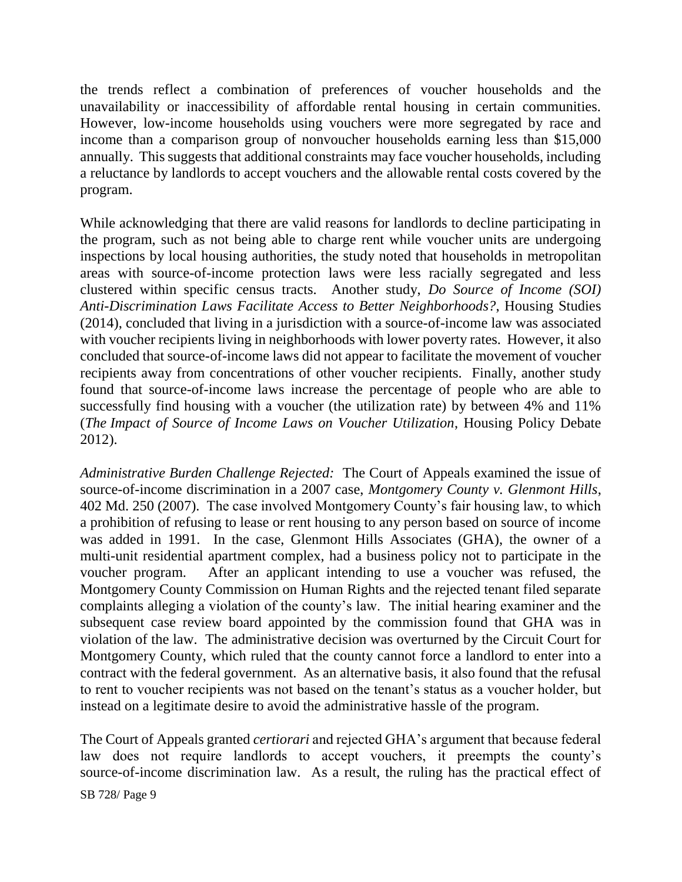the trends reflect a combination of preferences of voucher households and the unavailability or inaccessibility of affordable rental housing in certain communities. However, low-income households using vouchers were more segregated by race and income than a comparison group of nonvoucher households earning less than $15,000 annually. This suggests that additional constraints may face voucher households, including a reluctance by landlords to accept vouchers and the allowable rental costs covered by the program.

While acknowledging that there are valid reasons for landlords to decline participating in the program, such as not being able to charge rent while voucher units are undergoing inspections by local housing authorities, the study noted that households in metropolitan areas with source-of-income protection laws were less racially segregated and less clustered within specific census tracts. Another study, *Do Source of Income (SOI) Anti-Discrimination Laws Facilitate Access to Better Neighborhoods?*, Housing Studies (2014), concluded that living in a jurisdiction with a source-of-income law was associated with voucher recipients living in neighborhoods with lower poverty rates. However, it also concluded that source-of-income laws did not appear to facilitate the movement of voucher recipients away from concentrations of other voucher recipients. Finally, another study found that source-of-income laws increase the percentage of people who are able to successfully find housing with a voucher (the utilization rate) by between 4% and 11% (*The Impact of Source of Income Laws on Voucher Utilization*, Housing Policy Debate 2012).

*Administrative Burden Challenge Rejected:* The Court of Appeals examined the issue of source-of-income discrimination in a 2007 case, *Montgomery County v. Glenmont Hills*, 402 Md. 250 (2007). The case involved Montgomery County's fair housing law, to which a prohibition of refusing to lease or rent housing to any person based on source of income was added in 1991. In the case, Glenmont Hills Associates (GHA), the owner of a multi-unit residential apartment complex, had a business policy not to participate in the voucher program. After an applicant intending to use a voucher was refused, the Montgomery County Commission on Human Rights and the rejected tenant filed separate complaints alleging a violation of the county's law. The initial hearing examiner and the subsequent case review board appointed by the commission found that GHA was in violation of the law. The administrative decision was overturned by the Circuit Court for Montgomery County, which ruled that the county cannot force a landlord to enter into a contract with the federal government. As an alternative basis, it also found that the refusal to rent to voucher recipients was not based on the tenant's status as a voucher holder, but instead on a legitimate desire to avoid the administrative hassle of the program.

The Court of Appeals granted *certiorari* and rejected GHA's argument that because federal law does not require landlords to accept vouchers, it preempts the county's source-of-income discrimination law. As a result, the ruling has the practical effect of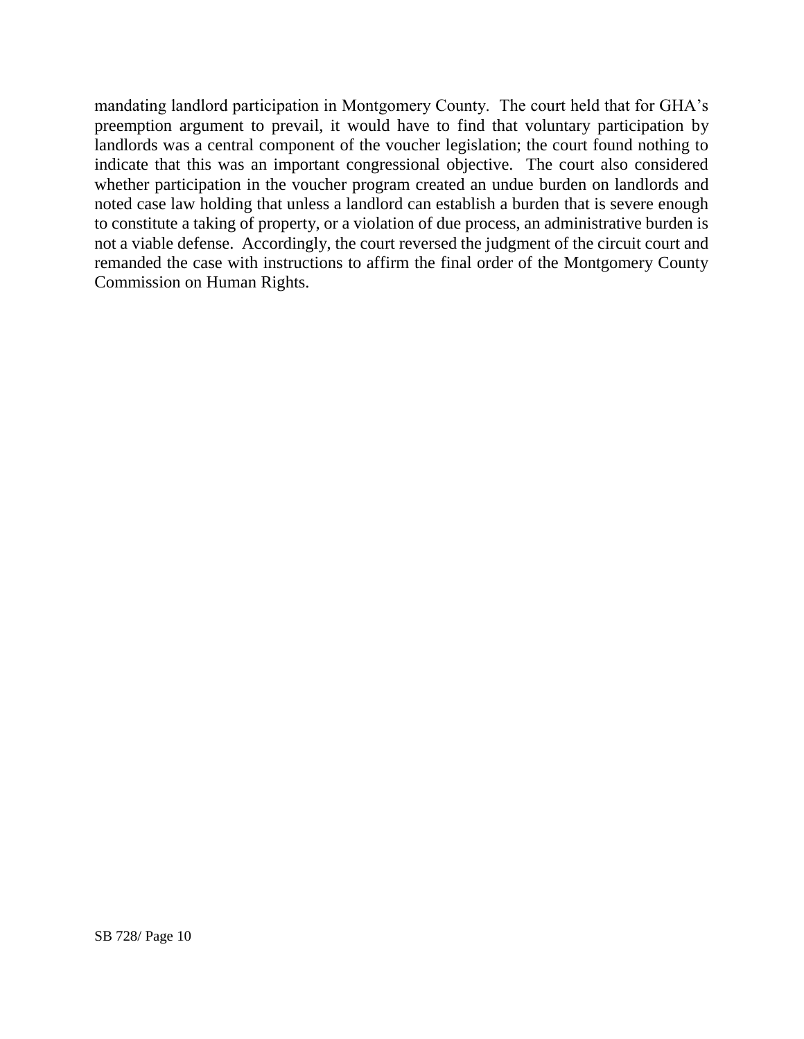mandating landlord participation in Montgomery County. The court held that for GHA's preemption argument to prevail, it would have to find that voluntary participation by landlords was a central component of the voucher legislation; the court found nothing to indicate that this was an important congressional objective. The court also considered whether participation in the voucher program created an undue burden on landlords and noted case law holding that unless a landlord can establish a burden that is severe enough to constitute a taking of property, or a violation of due process, an administrative burden is not a viable defense. Accordingly, the court reversed the judgment of the circuit court and remanded the case with instructions to affirm the final order of the Montgomery County Commission on Human Rights.